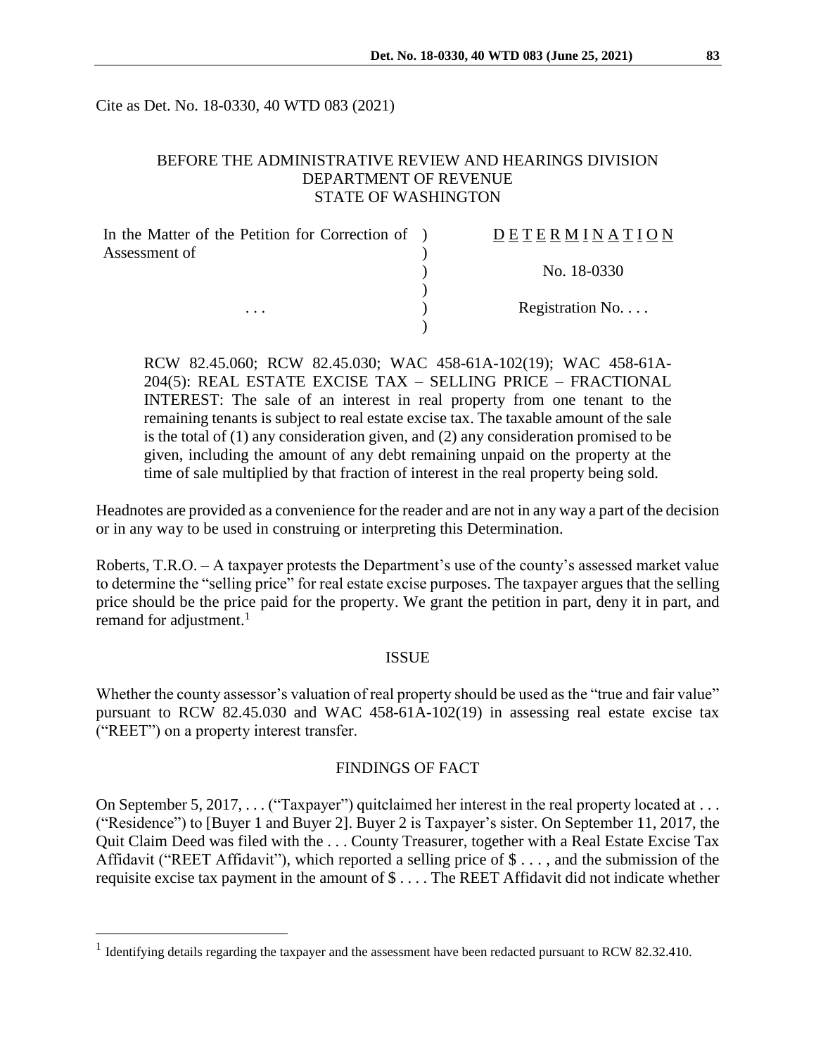Cite as Det. No. 18-0330, 40 WTD 083 (2021)

BEFORE THE ADMINISTRATIVE REVIEW AND HEARINGS DIVISION
DEPARTMENT OF REVENUE
STATE OF WASHINGTON

| | |
|---|---|
| In the Matter of the Petition for Correction of Assessment of | D E T E R M I N A T I O N |
| | No. 18-0330 |
| . . . | Registration No. . . . |

RCW 82.45.060; RCW 82.45.030; WAC 458-61A-102(19); WAC 458-61A-204(5): REAL ESTATE EXCISE TAX – SELLING PRICE – FRACTIONAL INTEREST: The sale of an interest in real property from one tenant to the remaining tenants is subject to real estate excise tax. The taxable amount of the sale is the total of (1) any consideration given, and (2) any consideration promised to be given, including the amount of any debt remaining unpaid on the property at the time of sale multiplied by that fraction of interest in the real property being sold.

Headnotes are provided as a convenience for the reader and are not in any way a part of the decision or in any way to be used in construing or interpreting this Determination.

Roberts, T.R.O. – A taxpayer protests the Department's use of the county's assessed market value to determine the "selling price" for real estate excise purposes. The taxpayer argues that the selling price should be the price paid for the property. We grant the petition in part, deny it in part, and remand for adjustment.[1]

## ISSUE

Whether the county assessor's valuation of real property should be used as the "true and fair value" pursuant to RCW 82.45.030 and WAC 458-61A-102(19) in assessing real estate excise tax ("REET") on a property interest transfer.

## FINDINGS OF FACT

On September 5, 2017, . . . ("Taxpayer") quitclaimed her interest in the real property located at . . . ("Residence") to [Buyer 1 and Buyer 2]. Buyer 2 is Taxpayer's sister. On September 11, 2017, the Quit Claim Deed was filed with the . . . County Treasurer, together with a Real Estate Excise Tax Affidavit ("REET Affidavit"), which reported a selling price of $ . . . , and the submission of the requisite excise tax payment in the amount of $ . . . . The REET Affidavit did not indicate whether

[1] Identifying details regarding the taxpayer and the assessment have been redacted pursuant to RCW 82.32.410.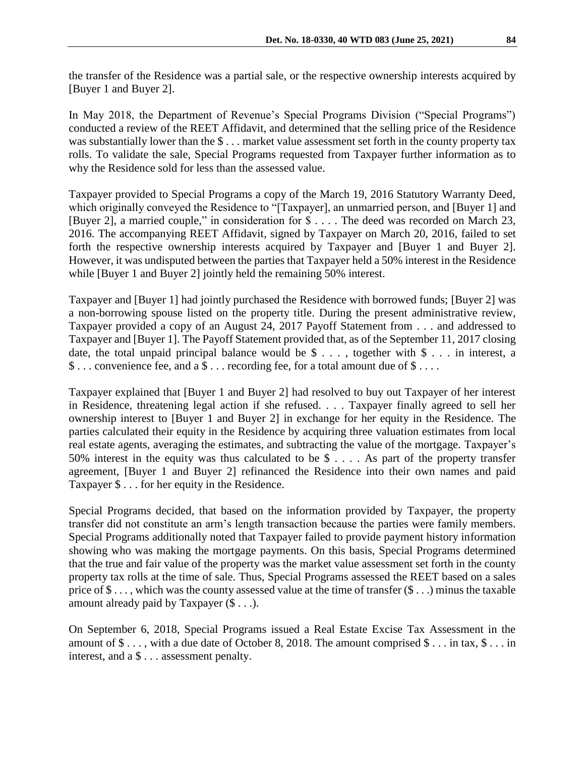the transfer of the Residence was a partial sale, or the respective ownership interests acquired by [Buyer 1 and Buyer 2].

In May 2018, the Department of Revenue's Special Programs Division ("Special Programs") conducted a review of the REET Affidavit, and determined that the selling price of the Residence was substantially lower than the $ . . . market value assessment set forth in the county property tax rolls. To validate the sale, Special Programs requested from Taxpayer further information as to why the Residence sold for less than the assessed value.

Taxpayer provided to Special Programs a copy of the March 19, 2016 Statutory Warranty Deed, which originally conveyed the Residence to "[Taxpayer], an unmarried person, and [Buyer 1] and [Buyer 2], a married couple," in consideration for $ . . . . The deed was recorded on March 23, 2016. The accompanying REET Affidavit, signed by Taxpayer on March 20, 2016, failed to set forth the respective ownership interests acquired by Taxpayer and [Buyer 1 and Buyer 2]. However, it was undisputed between the parties that Taxpayer held a 50% interest in the Residence while [Buyer 1 and Buyer 2] jointly held the remaining 50% interest.

Taxpayer and [Buyer 1] had jointly purchased the Residence with borrowed funds; [Buyer 2] was a non-borrowing spouse listed on the property title. During the present administrative review, Taxpayer provided a copy of an August 24, 2017 Payoff Statement from . . . and addressed to Taxpayer and [Buyer 1]. The Payoff Statement provided that, as of the September 11, 2017 closing date, the total unpaid principal balance would be $ . . . , together with $ . . . in interest, a $ . . . convenience fee, and a $ . . . recording fee, for a total amount due of $ . . . .

Taxpayer explained that [Buyer 1 and Buyer 2] had resolved to buy out Taxpayer of her interest in Residence, threatening legal action if she refused. . . . Taxpayer finally agreed to sell her ownership interest to [Buyer 1 and Buyer 2] in exchange for her equity in the Residence. The parties calculated their equity in the Residence by acquiring three valuation estimates from local real estate agents, averaging the estimates, and subtracting the value of the mortgage. Taxpayer's 50% interest in the equity was thus calculated to be $ . . . . As part of the property transfer agreement, [Buyer 1 and Buyer 2] refinanced the Residence into their own names and paid Taxpayer $ . . . for her equity in the Residence.

Special Programs decided, that based on the information provided by Taxpayer, the property transfer did not constitute an arm's length transaction because the parties were family members. Special Programs additionally noted that Taxpayer failed to provide payment history information showing who was making the mortgage payments. On this basis, Special Programs determined that the true and fair value of the property was the market value assessment set forth in the county property tax rolls at the time of sale. Thus, Special Programs assessed the REET based on a sales price of $ . . . , which was the county assessed value at the time of transfer ($ . . .) minus the taxable amount already paid by Taxpayer ($ . . .).

On September 6, 2018, Special Programs issued a Real Estate Excise Tax Assessment in the amount of $ . . . , with a due date of October 8, 2018. The amount comprised $ . . . in tax, $ . . . in interest, and a $ . . . assessment penalty.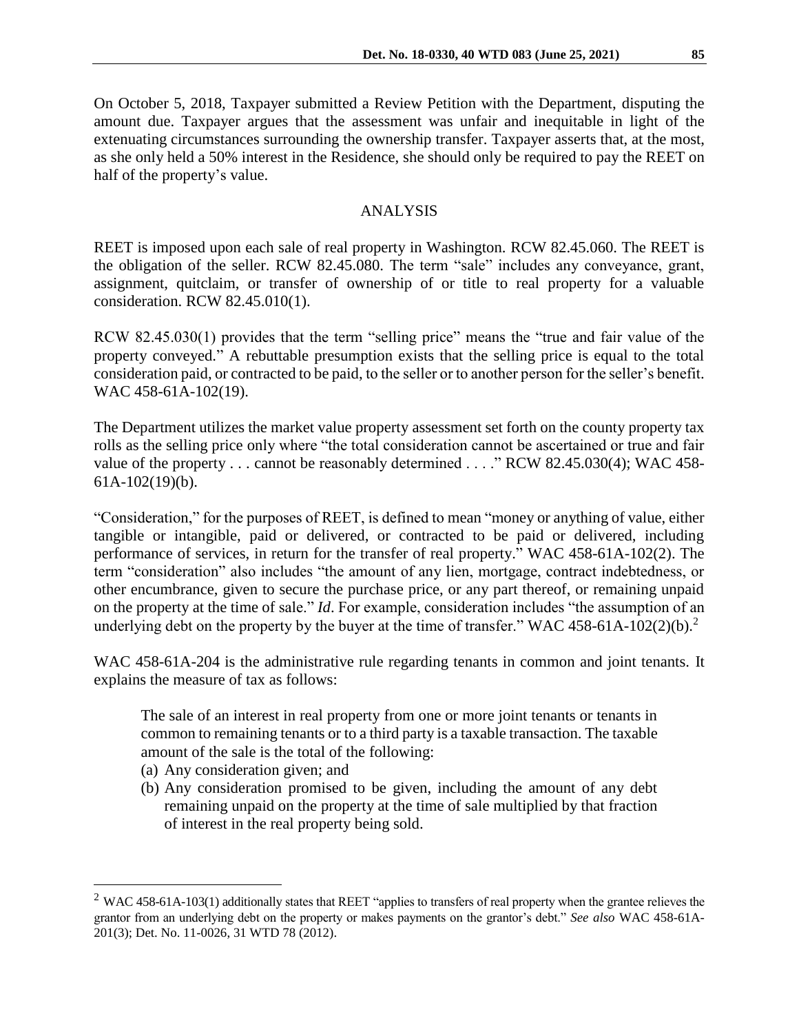On October 5, 2018, Taxpayer submitted a Review Petition with the Department, disputing the amount due. Taxpayer argues that the assessment was unfair and inequitable in light of the extenuating circumstances surrounding the ownership transfer. Taxpayer asserts that, at the most, as she only held a 50% interest in the Residence, she should only be required to pay the REET on half of the property's value.

## ANALYSIS

REET is imposed upon each sale of real property in Washington. RCW 82.45.060. The REET is the obligation of the seller. RCW 82.45.080. The term "sale" includes any conveyance, grant, assignment, quitclaim, or transfer of ownership of or title to real property for a valuable consideration. RCW 82.45.010(1).

RCW 82.45.030(1) provides that the term "selling price" means the "true and fair value of the property conveyed." A rebuttable presumption exists that the selling price is equal to the total consideration paid, or contracted to be paid, to the seller or to another person for the seller's benefit. WAC 458-61A-102(19).

The Department utilizes the market value property assessment set forth on the county property tax rolls as the selling price only where "the total consideration cannot be ascertained or true and fair value of the property . . . cannot be reasonably determined . . . ." RCW 82.45.030(4); WAC 458-61A-102(19)(b).

"Consideration," for the purposes of REET, is defined to mean "money or anything of value, either tangible or intangible, paid or delivered, or contracted to be paid or delivered, including performance of services, in return for the transfer of real property." WAC 458-61A-102(2). The term "consideration" also includes "the amount of any lien, mortgage, contract indebtedness, or other encumbrance, given to secure the purchase price, or any part thereof, or remaining unpaid on the property at the time of sale." *Id*. For example, consideration includes "the assumption of an underlying debt on the property by the buyer at the time of transfer." WAC 458-61A-102(2)(b).[2]

WAC 458-61A-204 is the administrative rule regarding tenants in common and joint tenants. It explains the measure of tax as follows:

> The sale of an interest in real property from one or more joint tenants or tenants in common to remaining tenants or to a third party is a taxable transaction. The taxable amount of the sale is the total of the following:
> (a) Any consideration given; and
> (b) Any consideration promised to be given, including the amount of any debt remaining unpaid on the property at the time of sale multiplied by that fraction of interest in the real property being sold.

[2] WAC 458-61A-103(1) additionally states that REET "applies to transfers of real property when the grantee relieves the grantor from an underlying debt on the property or makes payments on the grantor's debt." *See also* WAC 458-61A-201(3); Det. No. 11-0026, 31 WTD 78 (2012).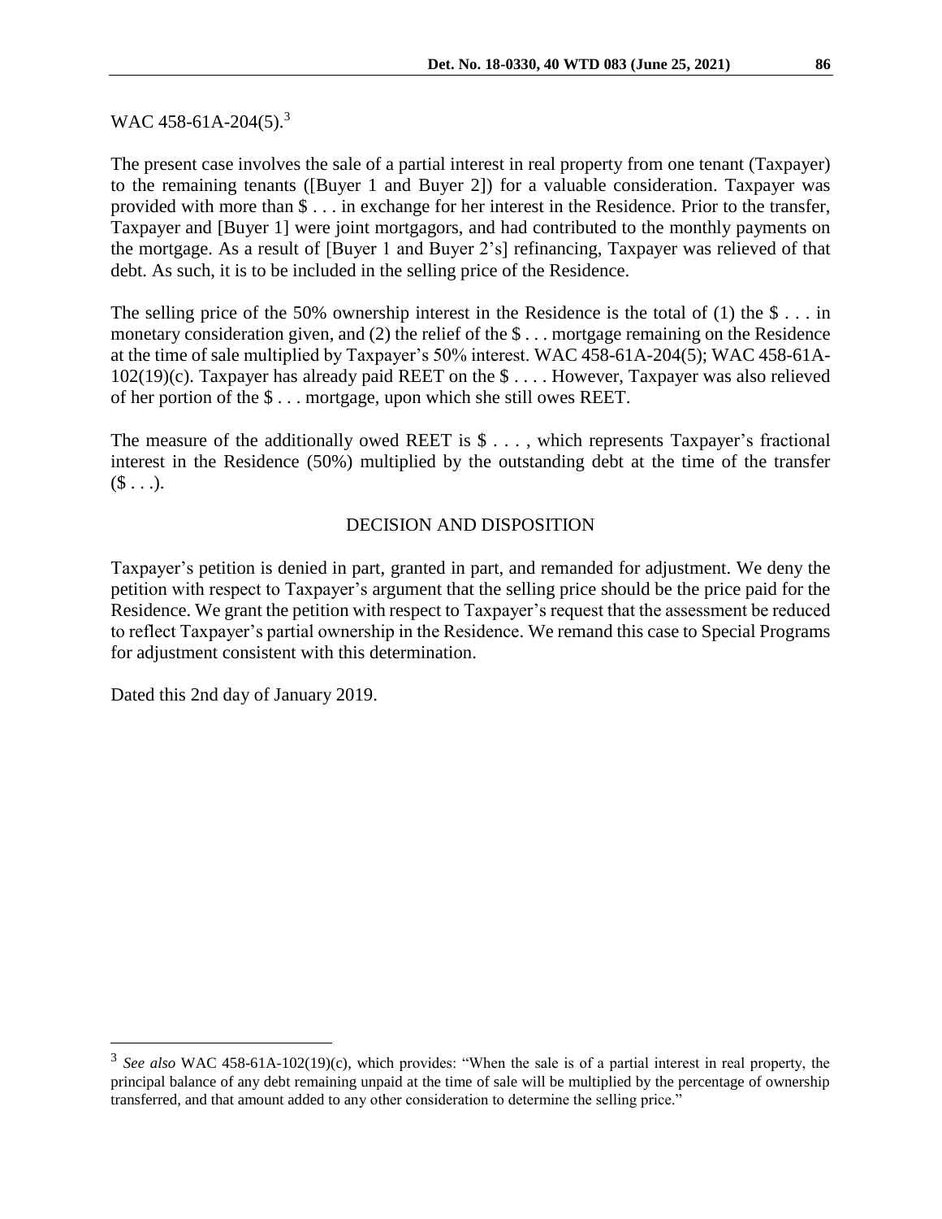WAC 458-61A-204(5).[3]

The present case involves the sale of a partial interest in real property from one tenant (Taxpayer) to the remaining tenants ([Buyer 1 and Buyer 2]) for a valuable consideration. Taxpayer was provided with more than $ . . . in exchange for her interest in the Residence. Prior to the transfer, Taxpayer and [Buyer 1] were joint mortgagors, and had contributed to the monthly payments on the mortgage. As a result of [Buyer 1 and Buyer 2's] refinancing, Taxpayer was relieved of that debt. As such, it is to be included in the selling price of the Residence.

The selling price of the 50% ownership interest in the Residence is the total of (1) the $ . . . in monetary consideration given, and (2) the relief of the $ . . . mortgage remaining on the Residence at the time of sale multiplied by Taxpayer's 50% interest. WAC 458-61A-204(5); WAC 458-61A-102(19)(c). Taxpayer has already paid REET on the $ . . . . However, Taxpayer was also relieved of her portion of the $ . . . mortgage, upon which she still owes REET.

The measure of the additionally owed REET is $ . . . , which represents Taxpayer's fractional interest in the Residence (50%) multiplied by the outstanding debt at the time of the transfer ($ . . .).

## DECISION AND DISPOSITION

Taxpayer's petition is denied in part, granted in part, and remanded for adjustment. We deny the petition with respect to Taxpayer's argument that the selling price should be the price paid for the Residence. We grant the petition with respect to Taxpayer's request that the assessment be reduced to reflect Taxpayer's partial ownership in the Residence. We remand this case to Special Programs for adjustment consistent with this determination.

Dated this 2nd day of January 2019.

---

[3] *See also* WAC 458-61A-102(19)(c), which provides: "When the sale is of a partial interest in real property, the principal balance of any debt remaining unpaid at the time of sale will be multiplied by the percentage of ownership transferred, and that amount added to any other consideration to determine the selling price."